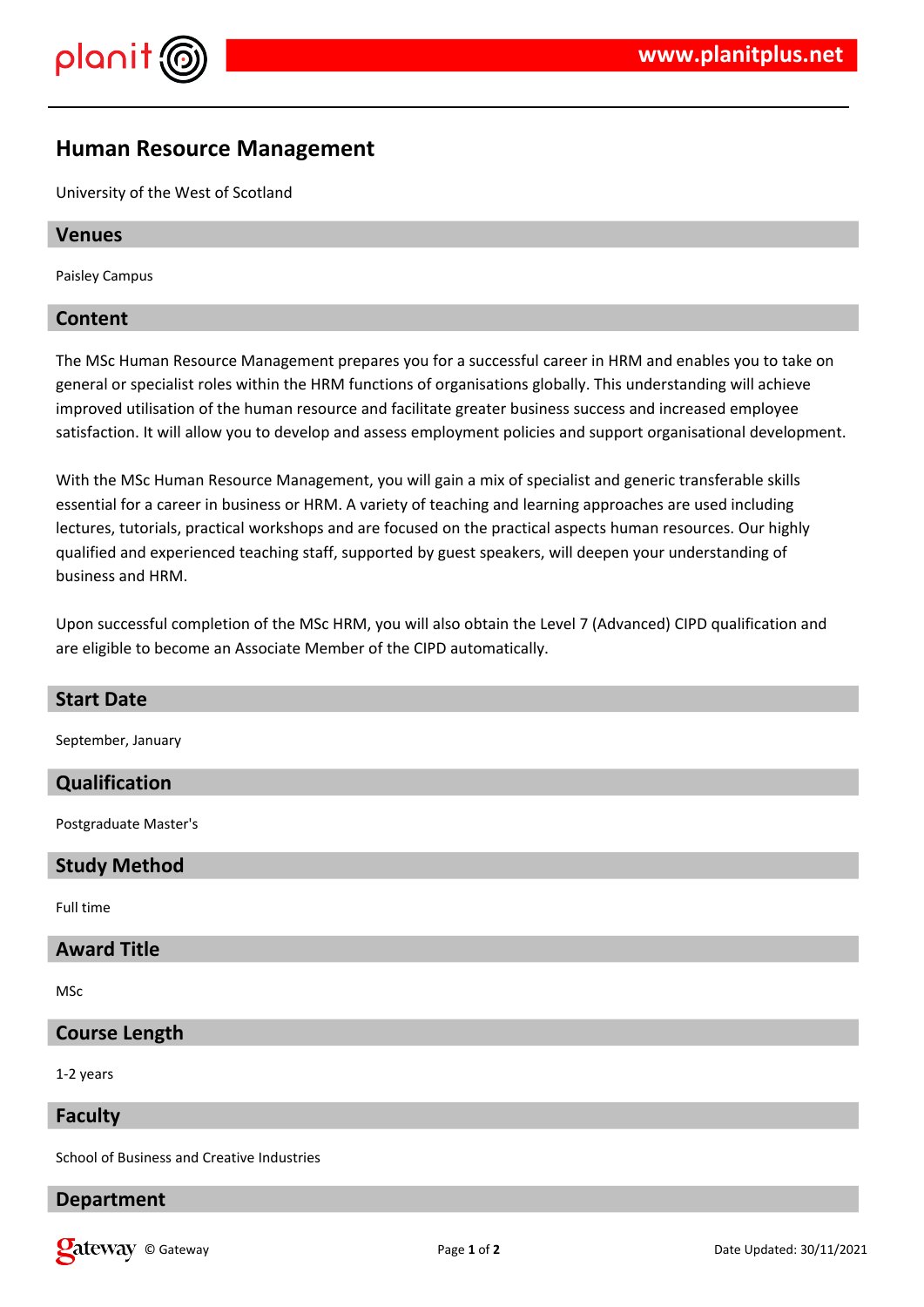# Human Resource Management

University of the West of Scotland

## Venues

Paisley Campus

## Content

The MSc Human Resource Management prepares you for a successful career in HRM and enables you to take on general or specialist roles within the HRM functions of organisations globally. This understanding will achieve improved utilisation of the human resource and facilitate greater business success and increased employee satisfaction. It will allow you to develop and assess employment policies and support organisational development.

With the MSc Human Resource Management, you will gain a mix of specialist and generic transferable skills essential for a career in business or HRM. A variety of teaching and learning approaches are used including lectures, tutorials, practical workshops and are focused on the practical aspects human resources. Our highly qualified and experienced teaching staff, supported by guest speakers, will deepen your understanding of business and HRM.

Upon successful completion of the MSc HRM, you will also obtain the Level 7 (Advanced) CIPD qualification and are eligible to become an Associate Member of the CIPD automatically.

## Start Date

September, January

## Qualification

Postgraduate Master's

## Study Method

Full time

## Award Title

MSc

## Course Length

1-2 years

## Faculty

School of Business and Creative Industries

## Department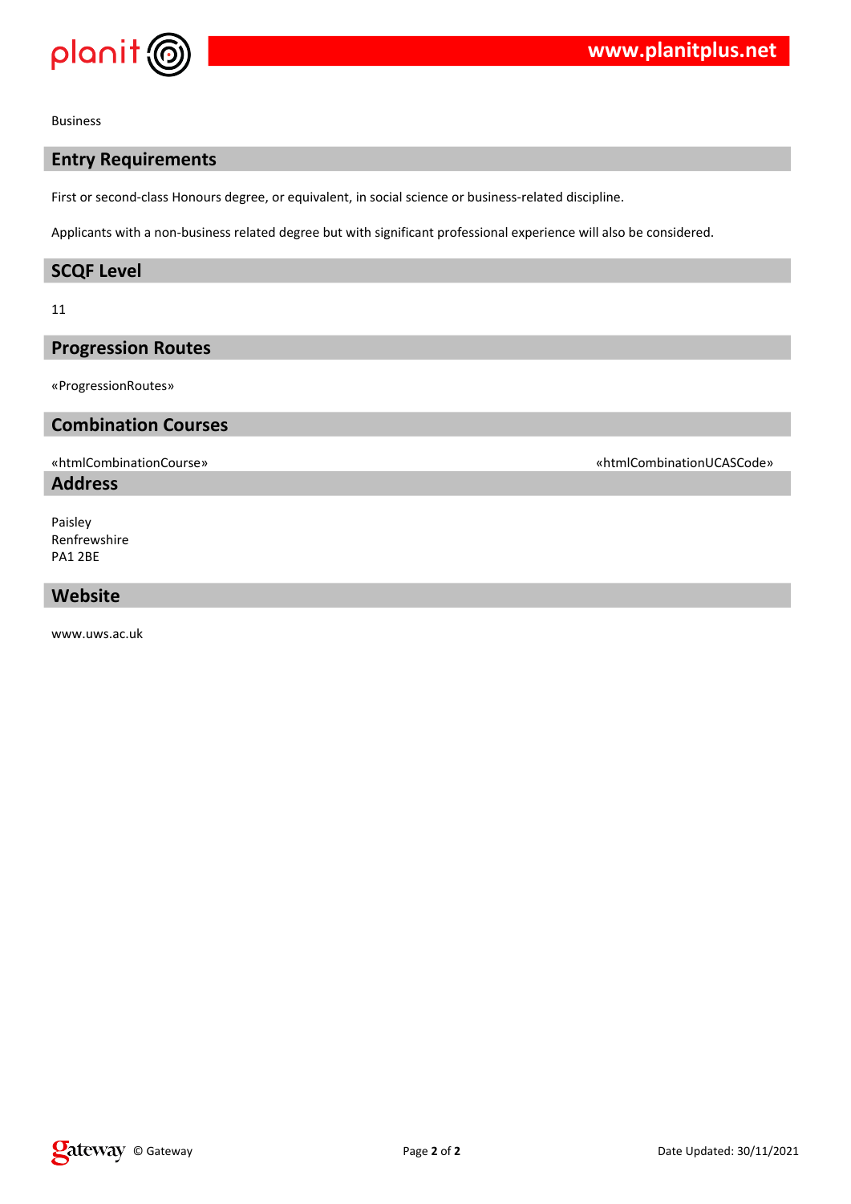Business

## Entry Requirements

First or second-class Honours degree, or equivalent, in social science or business-related discipline.

Applicants with a non-business related degree but with significant professional experience will also be considered.

## SCQF Level

11

## Progression Routes

«ProgressionRoutes»

## Combination Courses

«htmlCombinationCourse» «htmlCombinationUCASCode»

## Address

Paisley
Renfrewshire
PA1 2BE

## Website

www.uws.ac.uk